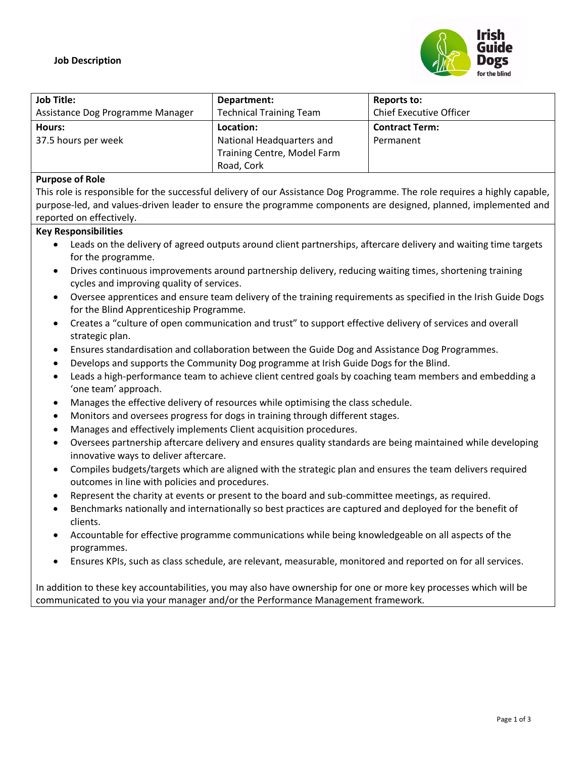**Job Description**

| **Job Title:**<br>Assistance Dog Programme Manager | **Department:**<br>Technical Training Team | **Reports to:**<br>Chief Executive Officer |
|---|---|---|
| **Hours:**<br>37.5 hours per week | **Location:**<br>National Headquarters and Training Centre, Model Farm Road, Cork | **Contract Term:**<br>Permanent |

**Purpose of Role**

This role is responsible for the successful delivery of our Assistance Dog Programme. The role requires a highly capable, purpose-led, and values-driven leader to ensure the programme components are designed, planned, implemented and reported on effectively.

**Key Responsibilities**

- Leads on the delivery of agreed outputs around client partnerships, aftercare delivery and waiting time targets for the programme.
- Drives continuous improvements around partnership delivery, reducing waiting times, shortening training cycles and improving quality of services.
- Oversee apprentices and ensure team delivery of the training requirements as specified in the Irish Guide Dogs for the Blind Apprenticeship Programme.
- Creates a "culture of open communication and trust" to support effective delivery of services and overall strategic plan.
- Ensures standardisation and collaboration between the Guide Dog and Assistance Dog Programmes.
- Develops and supports the Community Dog programme at Irish Guide Dogs for the Blind.
- Leads a high-performance team to achieve client centred goals by coaching team members and embedding a 'one team' approach.
- Manages the effective delivery of resources while optimising the class schedule.
- Monitors and oversees progress for dogs in training through different stages.
- Manages and effectively implements Client acquisition procedures.
- Oversees partnership aftercare delivery and ensures quality standards are being maintained while developing innovative ways to deliver aftercare.
- Compiles budgets/targets which are aligned with the strategic plan and ensures the team delivers required outcomes in line with policies and procedures.
- Represent the charity at events or present to the board and sub-committee meetings, as required.
- Benchmarks nationally and internationally so best practices are captured and deployed for the benefit of clients.
- Accountable for effective programme communications while being knowledgeable on all aspects of the programmes.
- Ensures KPIs, such as class schedule, are relevant, measurable, monitored and reported on for all services.

In addition to these key accountabilities, you may also have ownership for one or more key processes which will be communicated to you via your manager and/or the Performance Management framework.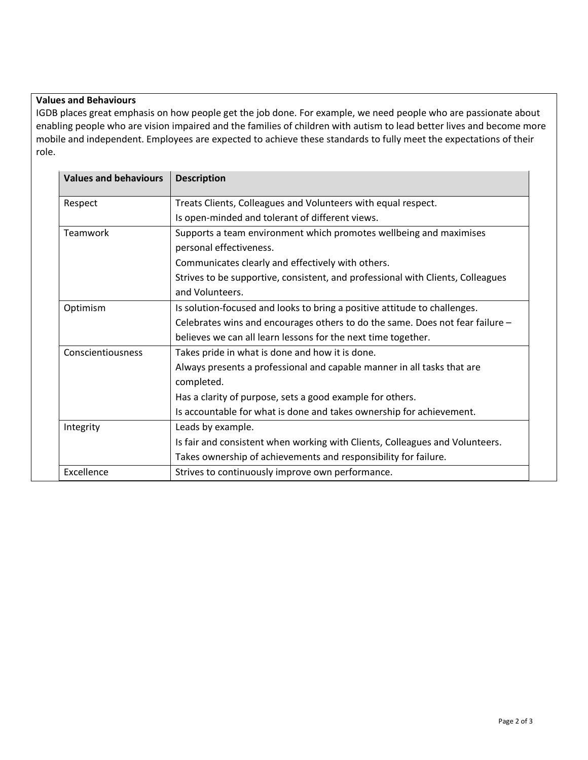**Values and Behaviours**

IGDB places great emphasis on how people get the job done. For example, we need people who are passionate about enabling people who are vision impaired and the families of children with autism to lead better lives and become more mobile and independent. Employees are expected to achieve these standards to fully meet the expectations of their role.

| Values and behaviours | Description |
|---|---|
| Respect | Treats Clients, Colleagues and Volunteers with equal respect.<br>Is open-minded and tolerant of different views. |
| Teamwork | Supports a team environment which promotes wellbeing and maximises personal effectiveness.<br>Communicates clearly and effectively with others.<br>Strives to be supportive, consistent, and professional with Clients, Colleagues and Volunteers. |
| Optimism | Is solution-focused and looks to bring a positive attitude to challenges.<br>Celebrates wins and encourages others to do the same. Does not fear failure – believes we can all learn lessons for the next time together. |
| Conscientiousness | Takes pride in what is done and how it is done.<br>Always presents a professional and capable manner in all tasks that are completed.<br>Has a clarity of purpose, sets a good example for others.<br>Is accountable for what is done and takes ownership for achievement. |
| Integrity | Leads by example.<br>Is fair and consistent when working with Clients, Colleagues and Volunteers.<br>Takes ownership of achievements and responsibility for failure. |
| Excellence | Strives to continuously improve own performance. |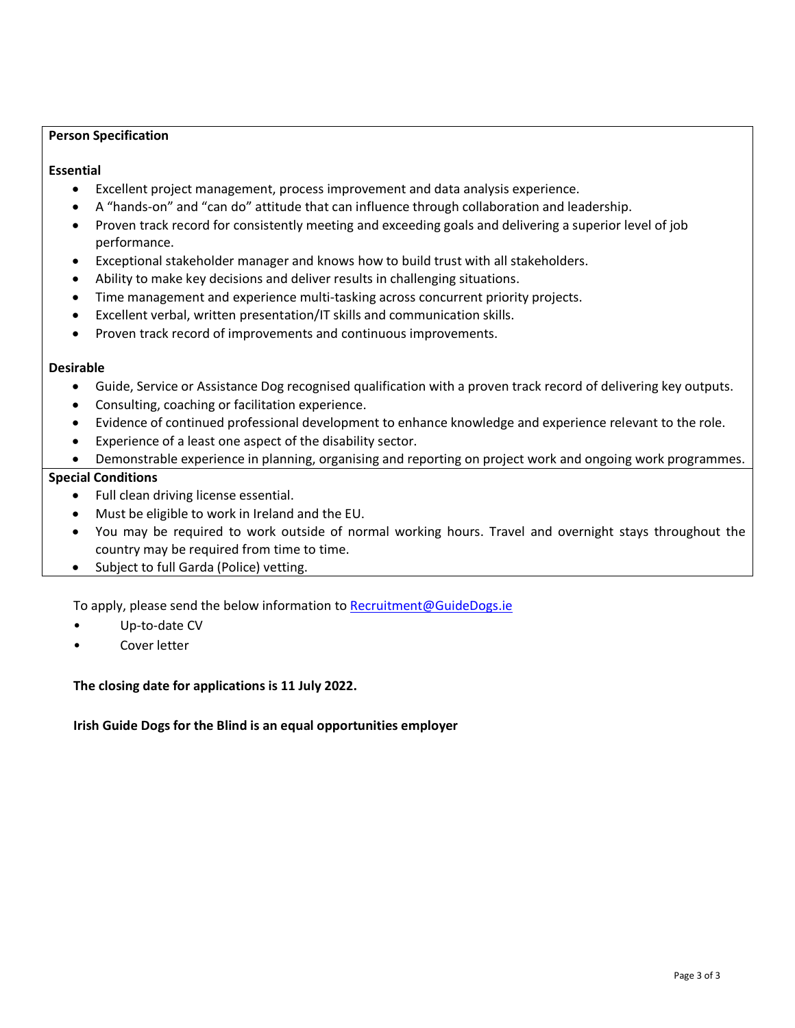**Person Specification**

**Essential**

- Excellent project management, process improvement and data analysis experience.
- A "hands-on" and "can do" attitude that can influence through collaboration and leadership.
- Proven track record for consistently meeting and exceeding goals and delivering a superior level of job performance.
- Exceptional stakeholder manager and knows how to build trust with all stakeholders.
- Ability to make key decisions and deliver results in challenging situations.
- Time management and experience multi-tasking across concurrent priority projects.
- Excellent verbal, written presentation/IT skills and communication skills.
- Proven track record of improvements and continuous improvements.

**Desirable**

- Guide, Service or Assistance Dog recognised qualification with a proven track record of delivering key outputs.
- Consulting, coaching or facilitation experience.
- Evidence of continued professional development to enhance knowledge and experience relevant to the role.
- Experience of a least one aspect of the disability sector.
- Demonstrable experience in planning, organising and reporting on project work and ongoing work programmes.

**Special Conditions**

- Full clean driving license essential.
- Must be eligible to work in Ireland and the EU.
- You may be required to work outside of normal working hours. Travel and overnight stays throughout the country may be required from time to time.
- Subject to full Garda (Police) vetting.

To apply, please send the below information to Recruitment@GuideDogs.ie

- Up-to-date CV
- Cover letter

**The closing date for applications is 11 July 2022.**

**Irish Guide Dogs for the Blind is an equal opportunities employer**